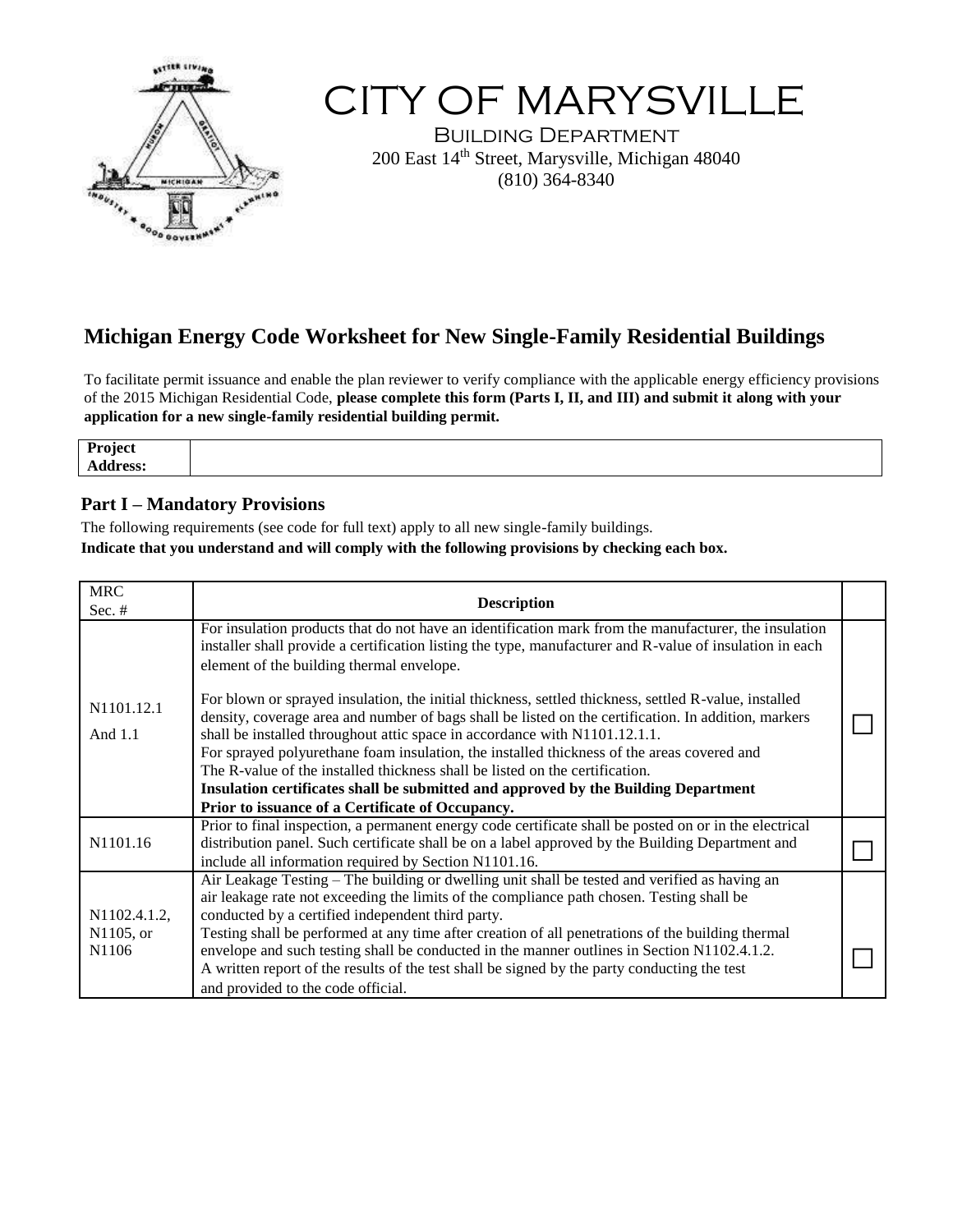# CITY OF MARYSVILLE

Building Department
200 East 14th Street, Marysville, Michigan 48040
(810) 364-8340

## Michigan Energy Code Worksheet for New Single-Family Residential Buildings

To facilitate permit issuance and enable the plan reviewer to verify compliance with the applicable energy efficiency provisions of the 2015 Michigan Residential Code, **please complete this form (Parts I, II, and III) and submit it along with your application for a new single-family residential building permit.**

| **Project Address:** | |
|---|---|

### Part I – Mandatory Provisions

The following requirements (see code for full text) apply to all new single-family buildings.

**Indicate that you understand and will comply with the following provisions by checking each box.**

| MRC Sec. # | **Description** | |
|---|---|---|
| N1101.12.1 And 1.1 | For insulation products that do not have an identification mark from the manufacturer, the insulation installer shall provide a certification listing the type, manufacturer and R-value of insulation in each element of the building thermal envelope.<br><br>For blown or sprayed insulation, the initial thickness, settled thickness, settled R-value, installed density, coverage area and number of bags shall be listed on the certification. In addition, markers shall be installed throughout attic space in accordance with N1101.12.1.1.<br>For sprayed polyurethane foam insulation, the installed thickness of the areas covered and The R-value of the installed thickness shall be listed on the certification.<br>**Insulation certificates shall be submitted and approved by the Building Department Prior to issuance of a Certificate of Occupancy.** | ☐ |
| N1101.16 | Prior to final inspection, a permanent energy code certificate shall be posted on or in the electrical distribution panel. Such certificate shall be on a label approved by the Building Department and include all information required by Section N1101.16. | ☐ |
| N1102.4.1.2, N1105, or N1106 | Air Leakage Testing – The building or dwelling unit shall be tested and verified as having an air leakage rate not exceeding the limits of the compliance path chosen. Testing shall be conducted by a certified independent third party.<br>Testing shall be performed at any time after creation of all penetrations of the building thermal envelope and such testing shall be conducted in the manner outlines in Section N1102.4.1.2.<br>A written report of the results of the test shall be signed by the party conducting the test and provided to the code official. | ☐ |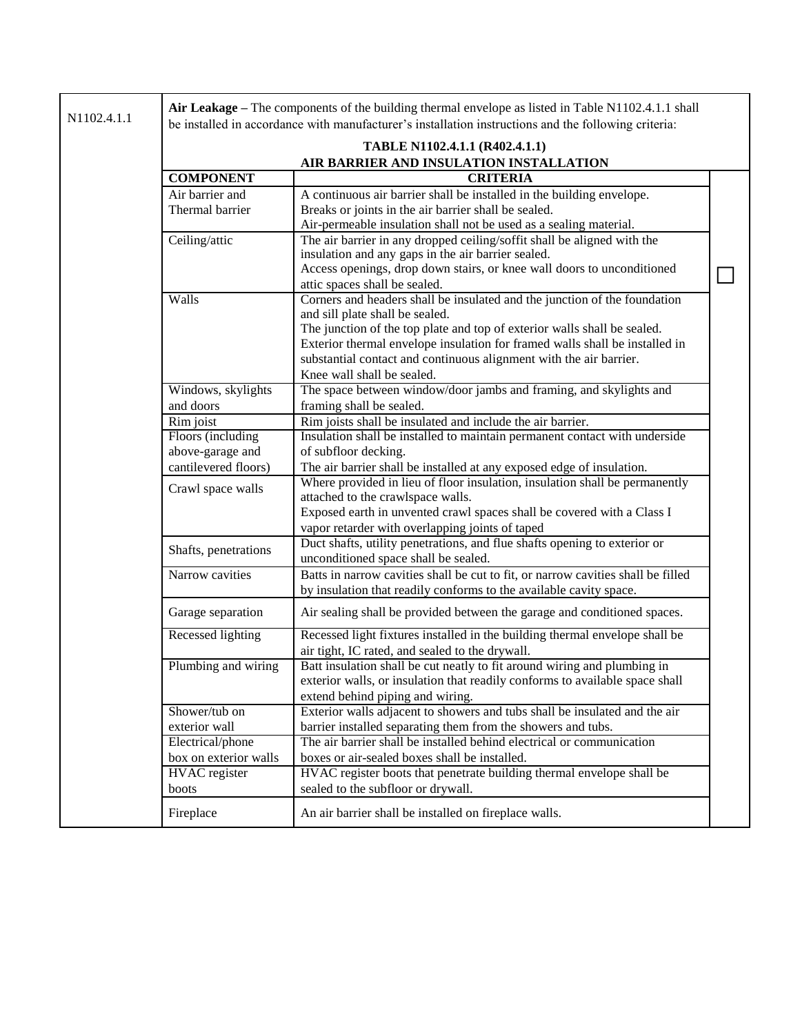N1102.4.1.1

**Air Leakage –** The components of the building thermal envelope as listed in Table N1102.4.1.1 shall be installed in accordance with manufacturer's installation instructions and the following criteria:

**TABLE N1102.4.1.1 (R402.4.1.1)**
**AIR BARRIER AND INSULATION INSTALLATION**

| COMPONENT | CRITERIA | |
|---|---|---|
| Air barrier and Thermal barrier | A continuous air barrier shall be installed in the building envelope. Breaks or joints in the air barrier shall be sealed. Air-permeable insulation shall not be used as a sealing material. | ☐ |
| Ceiling/attic | The air barrier in any dropped ceiling/soffit shall be aligned with the insulation and any gaps in the air barrier sealed. Access openings, drop down stairs, or knee wall doors to unconditioned attic spaces shall be sealed. | |
| Walls | Corners and headers shall be insulated and the junction of the foundation and sill plate shall be sealed. The junction of the top plate and top of exterior walls shall be sealed. Exterior thermal envelope insulation for framed walls shall be installed in substantial contact and continuous alignment with the air barrier. Knee wall shall be sealed. | |
| Windows, skylights and doors | The space between window/door jambs and framing, and skylights and framing shall be sealed. | |
| Rim joist | Rim joists shall be insulated and include the air barrier. | |
| Floors (including above-garage and cantilevered floors) | Insulation shall be installed to maintain permanent contact with underside of subfloor decking. The air barrier shall be installed at any exposed edge of insulation. | |
| Crawl space walls | Where provided in lieu of floor insulation, insulation shall be permanently attached to the crawlspace walls. Exposed earth in unvented crawl spaces shall be covered with a Class I vapor retarder with overlapping joints of taped | |
| Shafts, penetrations | Duct shafts, utility penetrations, and flue shafts opening to exterior or unconditioned space shall be sealed. | |
| Narrow cavities | Batts in narrow cavities shall be cut to fit, or narrow cavities shall be filled by insulation that readily conforms to the available cavity space. | |
| Garage separation | Air sealing shall be provided between the garage and conditioned spaces. | |
| Recessed lighting | Recessed light fixtures installed in the building thermal envelope shall be air tight, IC rated, and sealed to the drywall. | |
| Plumbing and wiring | Batt insulation shall be cut neatly to fit around wiring and plumbing in exterior walls, or insulation that readily conforms to available space shall extend behind piping and wiring. | |
| Shower/tub on exterior wall | Exterior walls adjacent to showers and tubs shall be insulated and the air barrier installed separating them from the showers and tubs. | |
| Electrical/phone box on exterior walls | The air barrier shall be installed behind electrical or communication boxes or air-sealed boxes shall be installed. | |
| HVAC register boots | HVAC register boots that penetrate building thermal envelope shall be sealed to the subfloor or drywall. | |
| Fireplace | An air barrier shall be installed on fireplace walls. | |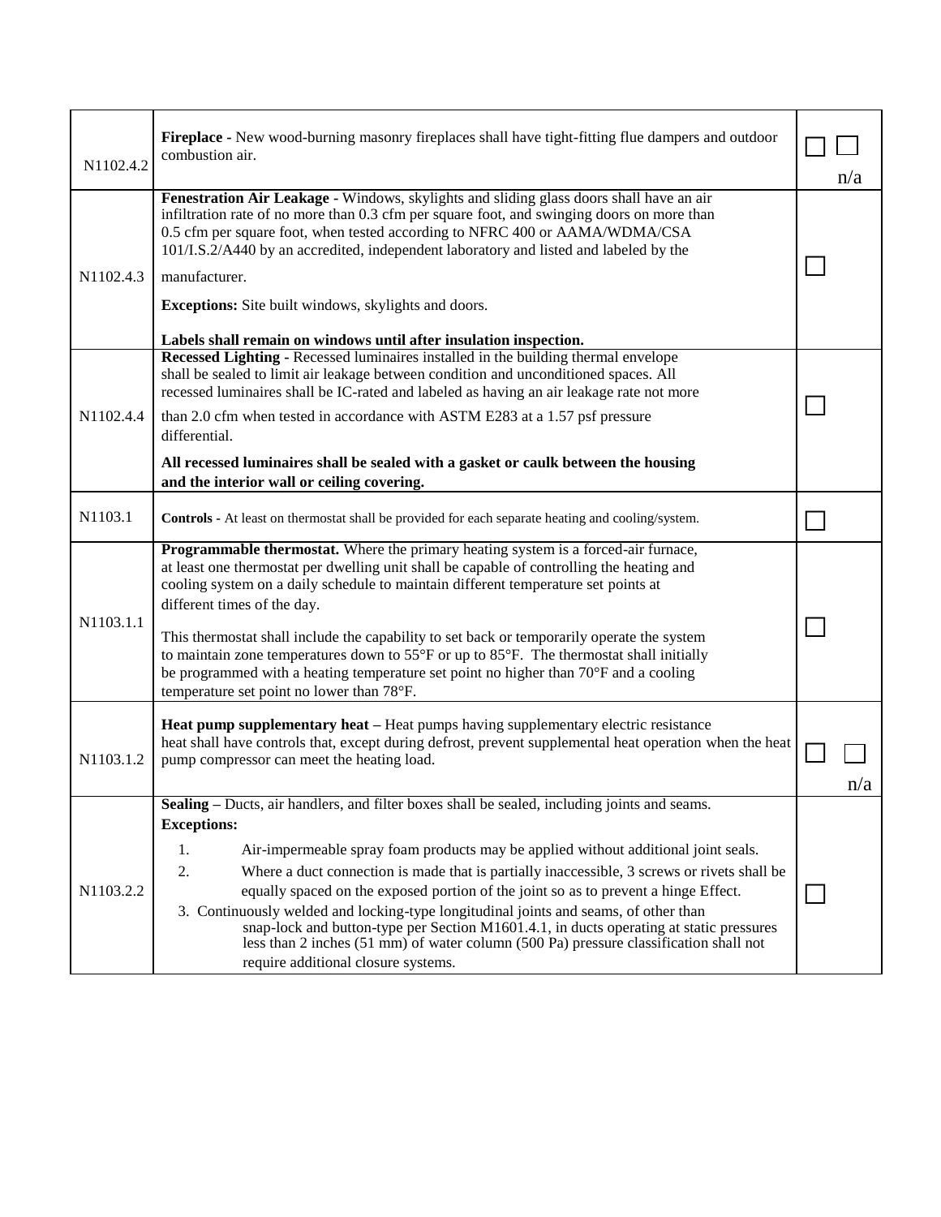| | | |
|---|---|---|
| N1102.4.2 | **Fireplace -** New wood-burning masonry fireplaces shall have tight-fitting flue dampers and outdoor combustion air. | ☐ ☐ n/a |
| N1102.4.3 | **Fenestration Air Leakage -** Windows, skylights and sliding glass doors shall have an air infiltration rate of no more than 0.3 cfm per square foot, and swinging doors on more than 0.5 cfm per square foot, when tested according to NFRC 400 or AAMA/WDMA/CSA 101/I.S.2/A440 by an accredited, independent laboratory and listed and labeled by the manufacturer.<br><br>**Exceptions:** Site built windows, skylights and doors.<br><br>**Labels shall remain on windows until after insulation inspection.** | ☐ |
| N1102.4.4 | **Recessed Lighting -** Recessed luminaires installed in the building thermal envelope shall be sealed to limit air leakage between condition and unconditioned spaces. All recessed luminaires shall be IC-rated and labeled as having an air leakage rate not more than 2.0 cfm when tested in accordance with ASTM E283 at a 1.57 psf pressure differential.<br><br>**All recessed luminaires shall be sealed with a gasket or caulk between the housing and the interior wall or ceiling covering.** | ☐ |
| N1103.1 | **Controls -** At least on thermostat shall be provided for each separate heating and cooling/system. | ☐ |
| N1103.1.1 | **Programmable thermostat.** Where the primary heating system is a forced-air furnace, at least one thermostat per dwelling unit shall be capable of controlling the heating and cooling system on a daily schedule to maintain different temperature set points at different times of the day.<br><br>This thermostat shall include the capability to set back or temporarily operate the system to maintain zone temperatures down to 55°F or up to 85°F. The thermostat shall initially be programmed with a heating temperature set point no higher than 70°F and a cooling temperature set point no lower than 78°F. | ☐ |
| N1103.1.2 | **Heat pump supplementary heat –** Heat pumps having supplementary electric resistance heat shall have controls that, except during defrost, prevent supplemental heat operation when the heat pump compressor can meet the heating load. | ☐ ☐ n/a |
| N1103.2.2 | **Sealing –** Ducts, air handlers, and filter boxes shall be sealed, including joints and seams.<br>**Exceptions:**<br>1. Air-impermeable spray foam products may be applied without additional joint seals.<br>2. Where a duct connection is made that is partially inaccessible, 3 screws or rivets shall be equally spaced on the exposed portion of the joint so as to prevent a hinge Effect.<br>3. Continuously welded and locking-type longitudinal joints and seams, of other than snap-lock and button-type per Section M1601.4.1, in ducts operating at static pressures less than 2 inches (51 mm) of water column (500 Pa) pressure classification shall not require additional closure systems. | ☐ |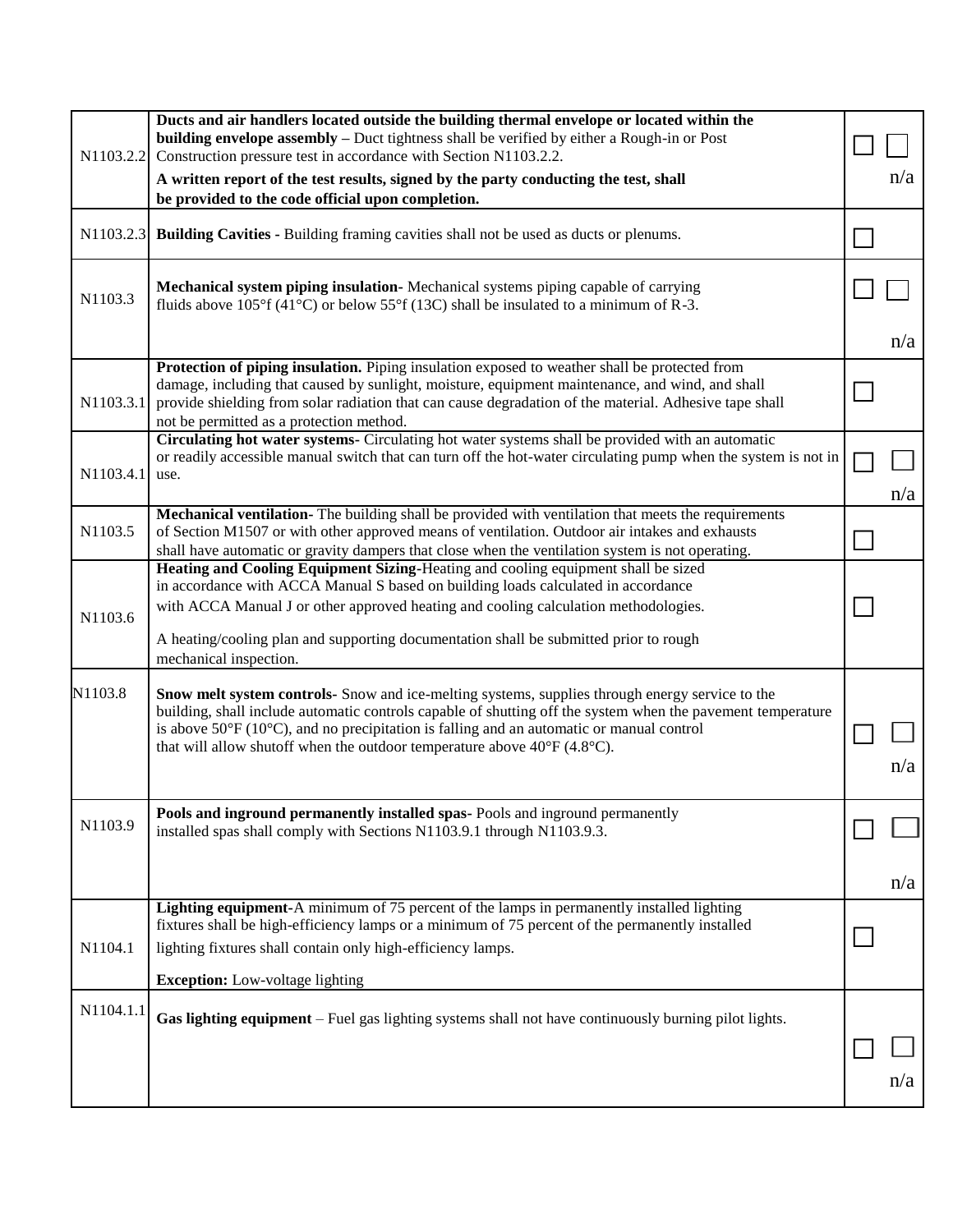| | | |
|---|---|---|
| N1103.2.2 | **Ducts and air handlers located outside the building thermal envelope or located within the building envelope assembly –** Duct tightness shall be verified by either a Rough-in or Post Construction pressure test in accordance with Section N1103.2.2.<br><br>**A written report of the test results, signed by the party conducting the test, shall be provided to the code official upon completion.** | ☐ ☐ n/a |
| N1103.2.3 | **Building Cavities -** Building framing cavities shall not be used as ducts or plenums. | ☐ |
| N1103.3 | **Mechanical system piping insulation-** Mechanical systems piping capable of carrying fluids above 105°f (41°C) or below 55°f (13C) shall be insulated to a minimum of R-3. | ☐ ☐ n/a |
| N1103.3.1 | **Protection of piping insulation.** Piping insulation exposed to weather shall be protected from damage, including that caused by sunlight, moisture, equipment maintenance, and wind, and shall provide shielding from solar radiation that can cause degradation of the material. Adhesive tape shall not be permitted as a protection method. | ☐ |
| N1103.4.1 | **Circulating hot water systems-** Circulating hot water systems shall be provided with an automatic or readily accessible manual switch that can turn off the hot-water circulating pump when the system is not in use. | ☐ ☐ n/a |
| N1103.5 | **Mechanical ventilation-** The building shall be provided with ventilation that meets the requirements of Section M1507 or with other approved means of ventilation. Outdoor air intakes and exhausts shall have automatic or gravity dampers that close when the ventilation system is not operating. | ☐ |
| N1103.6 | **Heating and Cooling Equipment Sizing-**Heating and cooling equipment shall be sized in accordance with ACCA Manual S based on building loads calculated in accordance with ACCA Manual J or other approved heating and cooling calculation methodologies.<br><br>A heating/cooling plan and supporting documentation shall be submitted prior to rough mechanical inspection. | ☐ |
| N1103.8 | **Snow melt system controls-** Snow and ice-melting systems, supplies through energy service to the building, shall include automatic controls capable of shutting off the system when the pavement temperature is above 50°F (10°C), and no precipitation is falling and an automatic or manual control that will allow shutoff when the outdoor temperature above 40°F (4.8°C). | ☐ ☐ n/a |
| N1103.9 | **Pools and inground permanently installed spas-** Pools and inground permanently installed spas shall comply with Sections N1103.9.1 through N1103.9.3. | ☐ ☐ n/a |
| N1104.1 | **Lighting equipment-**A minimum of 75 percent of the lamps in permanently installed lighting fixtures shall be high-efficiency lamps or a minimum of 75 percent of the permanently installed lighting fixtures shall contain only high-efficiency lamps.<br><br>**Exception:** Low-voltage lighting | ☐ |
| N1104.1.1 | **Gas lighting equipment** – Fuel gas lighting systems shall not have continuously burning pilot lights. | ☐ ☐ n/a |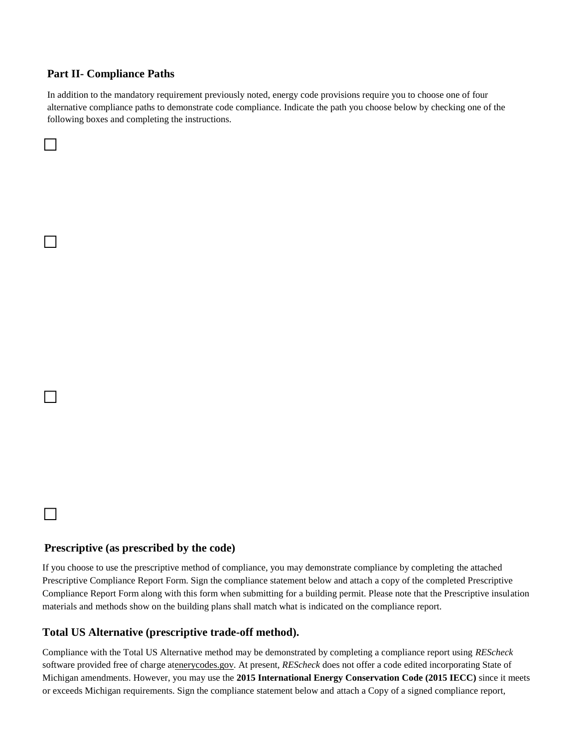## Part II- Compliance Paths

In addition to the mandatory requirement previously noted, energy code provisions require you to choose one of four alternative compliance paths to demonstrate code compliance. Indicate the path you choose below by checking one of the following boxes and completing the instructions.

☐

☐

☐

☐

### Prescriptive (as prescribed by the code)

If you choose to use the prescriptive method of compliance, you may demonstrate compliance by completing the attached Prescriptive Compliance Report Form. Sign the compliance statement below and attach a copy of the completed Prescriptive Compliance Report Form along with this form when submitting for a building permit. Please note that the Prescriptive insulation materials and methods show on the building plans shall match what is indicated on the compliance report.

### Total US Alternative (prescriptive trade-off method).

Compliance with the Total US Alternative method may be demonstrated by completing a compliance report using *REScheck* software provided free of charge atenerycodes.gov. At present, *REScheck* does not offer a code edited incorporating State of Michigan amendments. However, you may use the **2015 International Energy Conservation Code (2015 IECC)** since it meets or exceeds Michigan requirements. Sign the compliance statement below and attach a Copy of a signed compliance report,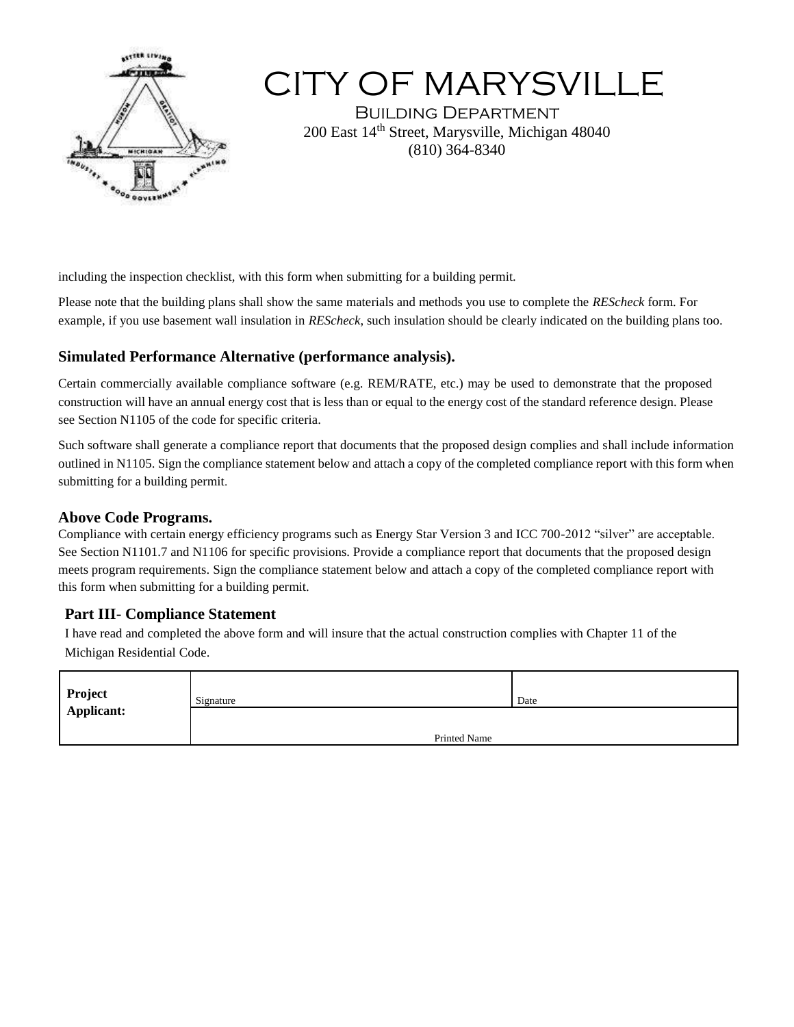# CITY OF MARYSVILLE

Building Department
200 East 14th Street, Marysville, Michigan 48040
(810) 364-8340

including the inspection checklist, with this form when submitting for a building permit.

Please note that the building plans shall show the same materials and methods you use to complete the *REScheck* form. For example, if you use basement wall insulation in *REScheck*, such insulation should be clearly indicated on the building plans too.

### Simulated Performance Alternative (performance analysis).

Certain commercially available compliance software (e.g. REM/RATE, etc.) may be used to demonstrate that the proposed construction will have an annual energy cost that is less than or equal to the energy cost of the standard reference design. Please see Section N1105 of the code for specific criteria.

Such software shall generate a compliance report that documents that the proposed design complies and shall include information outlined in N1105. Sign the compliance statement below and attach a copy of the completed compliance report with this form when submitting for a building permit.

### Above Code Programs.

Compliance with certain energy efficiency programs such as Energy Star Version 3 and ICC 700-2012 "silver" are acceptable. See Section N1101.7 and N1106 for specific provisions. Provide a compliance report that documents that the proposed design meets program requirements. Sign the compliance statement below and attach a copy of the completed compliance report with this form when submitting for a building permit.

### Part III- Compliance Statement

I have read and completed the above form and will insure that the actual construction complies with Chapter 11 of the Michigan Residential Code.

| **Project Applicant:** | Signature | Date |
|---|---|---|
| | Printed Name | |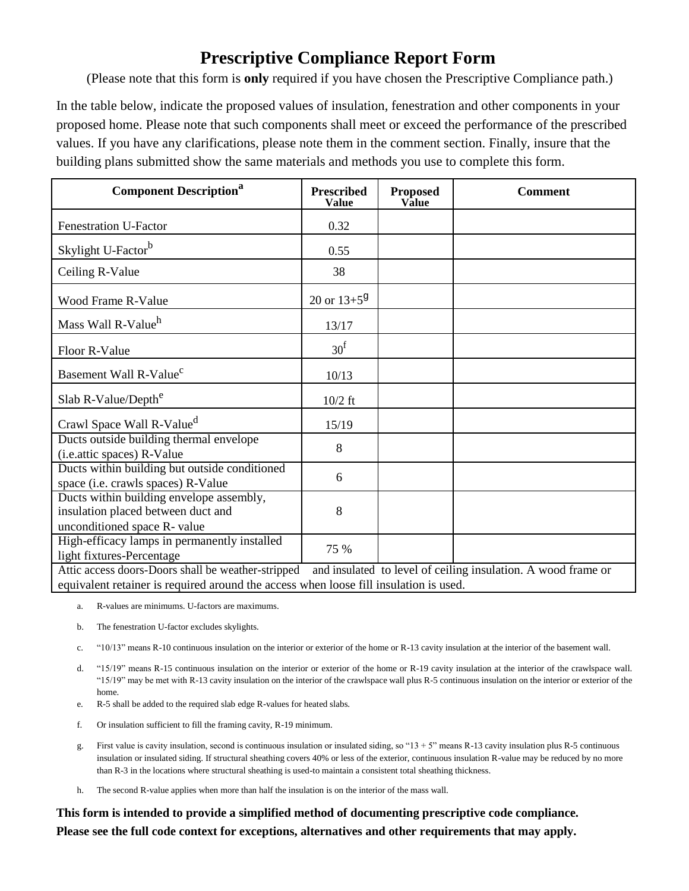# Prescriptive Compliance Report Form

(Please note that this form is **only** required if you have chosen the Prescriptive Compliance path.)

In the table below, indicate the proposed values of insulation, fenestration and other components in your proposed home. Please note that such components shall meet or exceed the performance of the prescribed values. If you have any clarifications, please note them in the comment section. Finally, insure that the building plans submitted show the same materials and methods you use to complete this form.

| Component Description[a] | Prescribed Value | Proposed Value | Comment |
|---|---|---|---|
| Fenestration U-Factor | 0.32 | | |
| Skylight U-Factor[b] | 0.55 | | |
| Ceiling R-Value | 38 | | |
| Wood Frame R-Value | 20 or 13+5[g] | | |
| Mass Wall R-Value[h] | 13/17 | | |
| Floor R-Value | 30[f] | | |
| Basement Wall R-Value[c] | 10/13 | | |
| Slab R-Value/Depth[e] | 10/2 ft | | |
| Crawl Space Wall R-Value[d] | 15/19 | | |
| Ducts outside building thermal envelope (i.e.attic spaces) R-Value | 8 | | |
| Ducts within building but outside conditioned space (i.e. crawls spaces) R-Value | 6 | | |
| Ducts within building envelope assembly, insulation placed between duct and unconditioned space R- value | 8 | | |
| High-efficacy lamps in permanently installed light fixtures-Percentage | 75 % | | |
| Attic access doors-Doors shall be weather-stripped and insulated to level of ceiling insulation. A wood frame or equivalent retainer is required around the access when loose fill insulation is used. | | | |

a. R-values are minimums. U-factors are maximums.

b. The fenestration U-factor excludes skylights.

c. "10/13" means R-10 continuous insulation on the interior or exterior of the home or R-13 cavity insulation at the interior of the basement wall.

d. "15/19" means R-15 continuous insulation on the interior or exterior of the home or R-19 cavity insulation at the interior of the crawlspace wall. "15/19" may be met with R-13 cavity insulation on the interior of the crawlspace wall plus R-5 continuous insulation on the interior or exterior of the home.

e. R-5 shall be added to the required slab edge R-values for heated slabs.

f. Or insulation sufficient to fill the framing cavity, R-19 minimum.

g. First value is cavity insulation, second is continuous insulation or insulated siding, so "13 + 5" means R-13 cavity insulation plus R-5 continuous insulation or insulated siding. If structural sheathing covers 40% or less of the exterior, continuous insulation R-value may be reduced by no more than R-3 in the locations where structural sheathing is used-to maintain a consistent total sheathing thickness.

h. The second R-value applies when more than half the insulation is on the interior of the mass wall.

**This form is intended to provide a simplified method of documenting prescriptive code compliance. Please see the full code context for exceptions, alternatives and other requirements that may apply.**